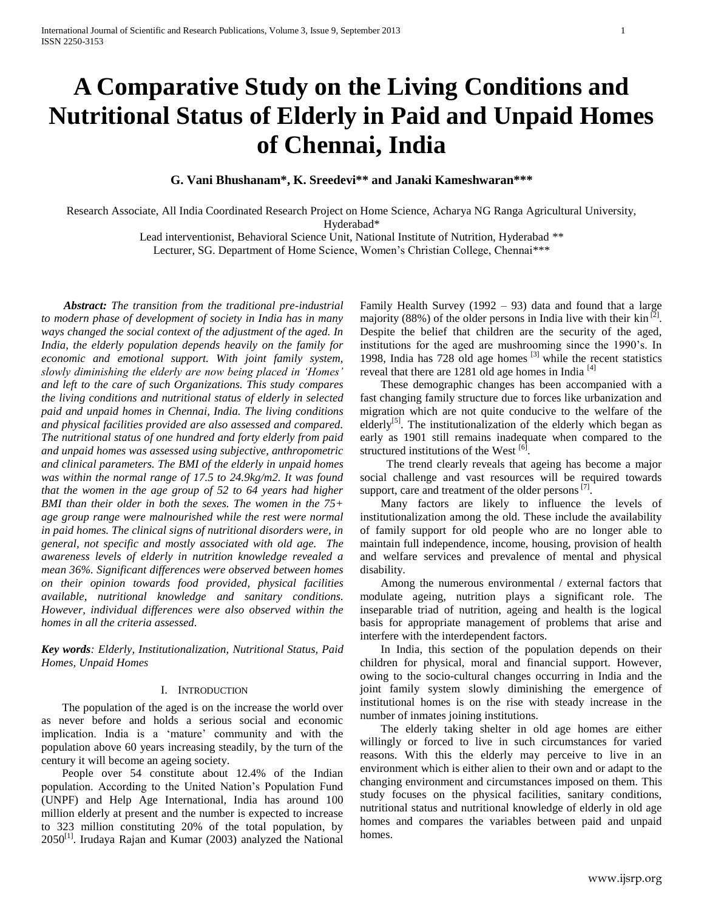# A Comparative Study on the Living Conditions and Nutritional Status of Elderly in Paid and Unpaid Homes of Chennai, India

**G. Vani Bhushanam\*, K. Sreedevi\*\* and Janaki Kameshwaran\*\*\***

Research Associate, All India Coordinated Research Project on Home Science, Acharya NG Ranga Agricultural University, Hyderabad\*

Lead interventionist, Behavioral Science Unit, National Institute of Nutrition, Hyderabad \*\*

Lecturer, SG. Department of Home Science, Women's Christian College, Chennai\*\*\*

***Abstract:*** *The transition from the traditional pre-industrial to modern phase of development of society in India has in many ways changed the social context of the adjustment of the aged. In India, the elderly population depends heavily on the family for economic and emotional support. With joint family system, slowly diminishing the elderly are now being placed in 'Homes' and left to the care of such Organizations. This study compares the living conditions and nutritional status of elderly in selected paid and unpaid homes in Chennai, India. The living conditions and physical facilities provided are also assessed and compared. The nutritional status of one hundred and forty elderly from paid and unpaid homes was assessed using subjective, anthropometric and clinical parameters. The BMI of the elderly in unpaid homes was within the normal range of 17.5 to 24.9kg/m2. It was found that the women in the age group of 52 to 64 years had higher BMI than their older in both the sexes. The women in the 75+ age group range were malnourished while the rest were normal in paid homes. The clinical signs of nutritional disorders were, in general, not specific and mostly associated with old age. The awareness levels of elderly in nutrition knowledge revealed a mean 36%. Significant differences were observed between homes on their opinion towards food provided, physical facilities available, nutritional knowledge and sanitary conditions. However, individual differences were also observed within the homes in all the criteria assessed.*

***Key words****: Elderly, Institutionalization, Nutritional Status, Paid Homes, Unpaid Homes*

## I. Introduction

The population of the aged is on the increase the world over as never before and holds a serious social and economic implication. India is a 'mature' community and with the population above 60 years increasing steadily, by the turn of the century it will become an ageing society.

People over 54 constitute about 12.4% of the Indian population. According to the United Nation's Population Fund (UNPF) and Help Age International, India has around 100 million elderly at present and the number is expected to increase to 323 million constituting 20% of the total population, by 2050[1]. Irudaya Rajan and Kumar (2003) analyzed the National Family Health Survey (1992 – 93) data and found that a large majority (88%) of the older persons in India live with their kin [2]. Despite the belief that children are the security of the aged, institutions for the aged are mushrooming since the 1990's. In 1998, India has 728 old age homes [3] while the recent statistics reveal that there are 1281 old age homes in India [4]

These demographic changes has been accompanied with a fast changing family structure due to forces like urbanization and migration which are not quite conducive to the welfare of the elderly[5]. The institutionalization of the elderly which began as early as 1901 still remains inadequate when compared to the structured institutions of the West [6].

The trend clearly reveals that ageing has become a major social challenge and vast resources will be required towards support, care and treatment of the older persons [7].

Many factors are likely to influence the levels of institutionalization among the old. These include the availability of family support for old people who are no longer able to maintain full independence, income, housing, provision of health and welfare services and prevalence of mental and physical disability.

Among the numerous environmental / external factors that modulate ageing, nutrition plays a significant role. The inseparable triad of nutrition, ageing and health is the logical basis for appropriate management of problems that arise and interfere with the interdependent factors.

In India, this section of the population depends on their children for physical, moral and financial support. However, owing to the socio-cultural changes occurring in India and the joint family system slowly diminishing the emergence of institutional homes is on the rise with steady increase in the number of inmates joining institutions.

The elderly taking shelter in old age homes are either willingly or forced to live in such circumstances for varied reasons. With this the elderly may perceive to live in an environment which is either alien to their own and or adapt to the changing environment and circumstances imposed on them. This study focuses on the physical facilities, sanitary conditions, nutritional status and nutritional knowledge of elderly in old age homes and compares the variables between paid and unpaid homes.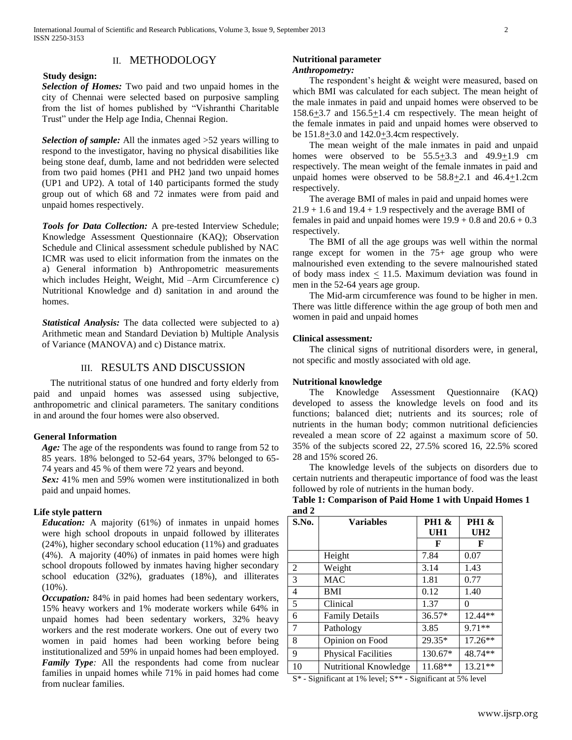## II. METHODOLOGY

**Study design:**

***Selection of Homes:*** Two paid and two unpaid homes in the city of Chennai were selected based on purposive sampling from the list of homes published by "Vishranthi Charitable Trust" under the Help age India, Chennai Region.

***Selection of sample:*** All the inmates aged >52 years willing to respond to the investigator, having no physical disabilities like being stone deaf, dumb, lame and not bedridden were selected from two paid homes (PH1 and PH2 )and two unpaid homes (UP1 and UP2). A total of 140 participants formed the study group out of which 68 and 72 inmates were from paid and unpaid homes respectively.

***Tools for Data Collection:*** A pre-tested Interview Schedule; Knowledge Assessment Questionnaire (KAQ); Observation Schedule and Clinical assessment schedule published by NAC ICMR was used to elicit information from the inmates on the a) General information b) Anthropometric measurements which includes Height, Weight, Mid –Arm Circumference c) Nutritional Knowledge and d) sanitation in and around the homes.

***Statistical Analysis:*** The data collected were subjected to a) Arithmetic mean and Standard Deviation b) Multiple Analysis of Variance (MANOVA) and c) Distance matrix.

## III. RESULTS AND DISCUSSION

The nutritional status of one hundred and forty elderly from paid and unpaid homes was assessed using subjective, anthropometric and clinical parameters. The sanitary conditions in and around the four homes were also observed.

**General Information**

***Age:*** The age of the respondents was found to range from 52 to 85 years. 18% belonged to 52-64 years, 37% belonged to 65-74 years and 45 % of them were 72 years and beyond.

***Sex:*** 41% men and 59% women were institutionalized in both paid and unpaid homes.

**Life style pattern**

***Education:*** A majority (61%) of inmates in unpaid homes were high school dropouts in unpaid followed by illiterates (24%), higher secondary school education (11%) and graduates (4%). A majority (40%) of inmates in paid homes were high school dropouts followed by inmates having higher secondary school education (32%), graduates (18%), and illiterates (10%).

***Occupation:*** 84% in paid homes had been sedentary workers, 15% heavy workers and 1% moderate workers while 64% in unpaid homes had been sedentary workers, 32% heavy workers and the rest moderate workers. One out of every two women in paid homes had been working before being institutionalized and 59% in unpaid homes had been employed.

***Family Type:*** All the respondents had come from nuclear families in unpaid homes while 71% in paid homes had come from nuclear families.

**Nutritional parameter**

***Anthropometry:***

The respondent's height & weight were measured, based on which BMI was calculated for each subject. The mean height of the male inmates in paid and unpaid homes were observed to be 158.6±3.7 and 156.5±1.4 cm respectively. The mean height of the female inmates in paid and unpaid homes were observed to be 151.8±3.0 and 142.0±3.4cm respectively.

The mean weight of the male inmates in paid and unpaid homes were observed to be 55.5±3.3 and 49.9±1.9 cm respectively. The mean weight of the female inmates in paid and unpaid homes were observed to be 58.8±2.1 and 46.4±1.2cm respectively.

The average BMI of males in paid and unpaid homes were 21.9 + 1.6 and 19.4 + 1.9 respectively and the average BMI of females in paid and unpaid homes were 19.9 + 0.8 and 20.6 + 0.3 respectively.

The BMI of all the age groups was well within the normal range except for women in the 75+ age group who were malnourished even extending to the severe malnourished stated of body mass index ≤ 11.5. Maximum deviation was found in men in the 52-64 years age group.

The Mid-arm circumference was found to be higher in men. There was little difference within the age group of both men and women in paid and unpaid homes

**Clinical assessment*:***

The clinical signs of nutritional disorders were, in general, not specific and mostly associated with old age.

**Nutritional knowledge**

The Knowledge Assessment Questionnaire (KAQ) developed to assess the knowledge levels on food and its functions; balanced diet; nutrients and its sources; role of nutrients in the human body; common nutritional deficiencies revealed a mean score of 22 against a maximum score of 50. 35% of the subjects scored 22, 27.5% scored 16, 22.5% scored 28 and 15% scored 26.

The knowledge levels of the subjects on disorders due to certain nutrients and therapeutic importance of food was the least followed by role of nutrients in the human body.

**Table 1: Comparison of Paid Home 1 with Unpaid Homes 1 and 2**

| S.No. | Variables | PH1 & UH1 | PH1 & UH2 |
|---|---|---|---|
| | | F | F |
| | Height | 7.84 | 0.07 |
| 2 | Weight | 3.14 | 1.43 |
| 3 | MAC | 1.81 | 0.77 |
| 4 | BMI | 0.12 | 1.40 |
| 5 | Clinical | 1.37 | 0 |
| 6 | Family Details | 36.57* | 12.44** |
| 7 | Pathology | 3.85 | 9.71** |
| 8 | Opinion on Food | 29.35* | 17.26** |
| 9 | Physical Facilities | 130.67* | 48.74** |
| 10 | Nutritional Knowledge | 11.68** | 13.21** |

S* - Significant at 1% level; S** - Significant at 5% level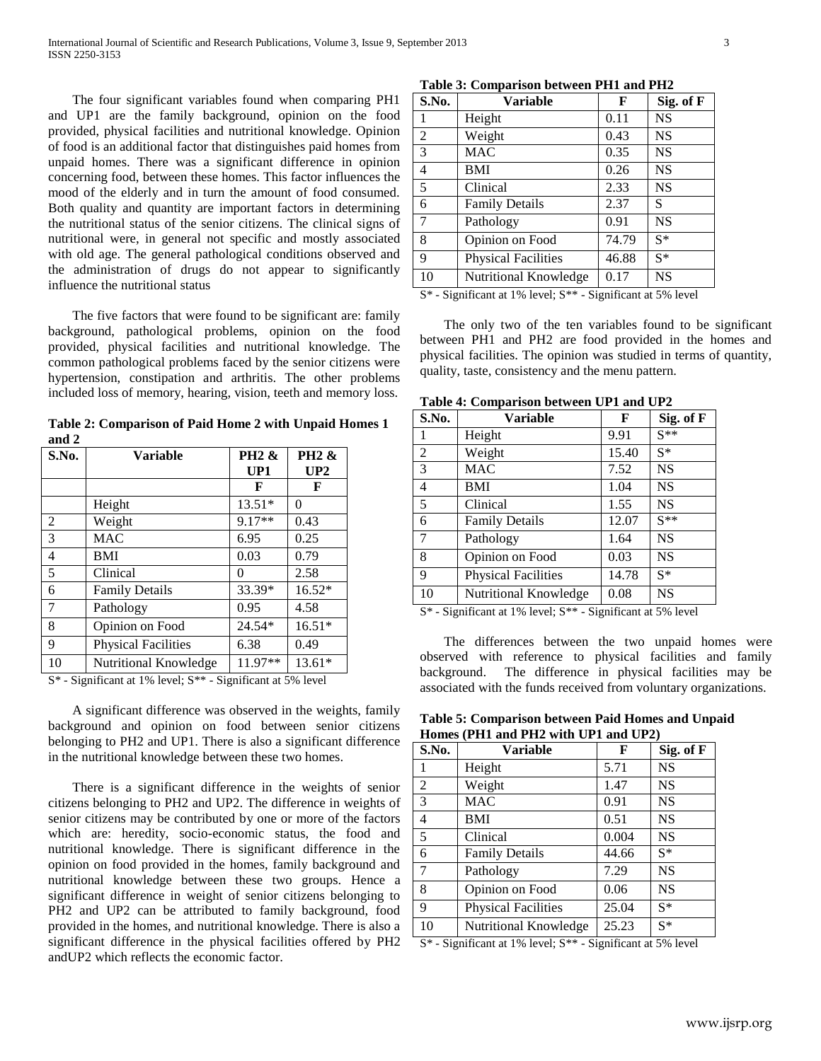The four significant variables found when comparing PH1 and UP1 are the family background, opinion on the food provided, physical facilities and nutritional knowledge. Opinion of food is an additional factor that distinguishes paid homes from unpaid homes. There was a significant difference in opinion concerning food, between these homes. This factor influences the mood of the elderly and in turn the amount of food consumed. Both quality and quantity are important factors in determining the nutritional status of the senior citizens. The clinical signs of nutritional were, in general not specific and mostly associated with old age. The general pathological conditions observed and the administration of drugs do not appear to significantly influence the nutritional status

The five factors that were found to be significant are: family background, pathological problems, opinion on the food provided, physical facilities and nutritional knowledge. The common pathological problems faced by the senior citizens were hypertension, constipation and arthritis. The other problems included loss of memory, hearing, vision, teeth and memory loss.

**Table 2: Comparison of Paid Home 2 with Unpaid Homes 1 and 2**

| S.No. | Variable | PH2 & UP1 | PH2 & UP2 |
|---|---|---|---|
| | | F | F |
| | Height | 13.51* | 0 |
| 2 | Weight | 9.17** | 0.43 |
| 3 | MAC | 6.95 | 0.25 |
| 4 | BMI | 0.03 | 0.79 |
| 5 | Clinical | 0 | 2.58 |
| 6 | Family Details | 33.39* | 16.52* |
| 7 | Pathology | 0.95 | 4.58 |
| 8 | Opinion on Food | 24.54* | 16.51* |
| 9 | Physical Facilities | 6.38 | 0.49 |
| 10 | Nutritional Knowledge | 11.97** | 13.61* |

S* - Significant at 1% level; S** - Significant at 5% level

A significant difference was observed in the weights, family background and opinion on food between senior citizens belonging to PH2 and UP1. There is also a significant difference in the nutritional knowledge between these two homes.

There is a significant difference in the weights of senior citizens belonging to PH2 and UP2. The difference in weights of senior citizens may be contributed by one or more of the factors which are: heredity, socio-economic status, the food and nutritional knowledge. There is significant difference in the opinion on food provided in the homes, family background and nutritional knowledge between these two groups. Hence a significant difference in weight of senior citizens belonging to PH2 and UP2 can be attributed to family background, food provided in the homes, and nutritional knowledge. There is also a significant difference in the physical facilities offered by PH2 andUP2 which reflects the economic factor.

**Table 3: Comparison between PH1 and PH2**

| S.No. | Variable | F | Sig. of F |
|---|---|---|---|
| 1 | Height | 0.11 | NS |
| 2 | Weight | 0.43 | NS |
| 3 | MAC | 0.35 | NS |
| 4 | BMI | 0.26 | NS |
| 5 | Clinical | 2.33 | NS |
| 6 | Family Details | 2.37 | S |
| 7 | Pathology | 0.91 | NS |
| 8 | Opinion on Food | 74.79 | S* |
| 9 | Physical Facilities | 46.88 | S* |
| 10 | Nutritional Knowledge | 0.17 | NS |

S* - Significant at 1% level; S** - Significant at 5% level

The only two of the ten variables found to be significant between PH1 and PH2 are food provided in the homes and physical facilities. The opinion was studied in terms of quantity, quality, taste, consistency and the menu pattern.

**Table 4: Comparison between UP1 and UP2**

| S.No. | Variable | F | Sig. of F |
|---|---|---|---|
| 1 | Height | 9.91 | S** |
| 2 | Weight | 15.40 | S* |
| 3 | MAC | 7.52 | NS |
| 4 | BMI | 1.04 | NS |
| 5 | Clinical | 1.55 | NS |
| 6 | Family Details | 12.07 | S** |
| 7 | Pathology | 1.64 | NS |
| 8 | Opinion on Food | 0.03 | NS |
| 9 | Physical Facilities | 14.78 | S* |
| 10 | Nutritional Knowledge | 0.08 | NS |

S* - Significant at 1% level; S** - Significant at 5% level

The differences between the two unpaid homes were observed with reference to physical facilities and family background. The difference in physical facilities may be associated with the funds received from voluntary organizations.

**Table 5: Comparison between Paid Homes and Unpaid Homes (PH1 and PH2 with UP1 and UP2)**

| S.No. | Variable | F | Sig. of F |
|---|---|---|---|
| 1 | Height | 5.71 | NS |
| 2 | Weight | 1.47 | NS |
| 3 | MAC | 0.91 | NS |
| 4 | BMI | 0.51 | NS |
| 5 | Clinical | 0.004 | NS |
| 6 | Family Details | 44.66 | S* |
| 7 | Pathology | 7.29 | NS |
| 8 | Opinion on Food | 0.06 | NS |
| 9 | Physical Facilities | 25.04 | S* |
| 10 | Nutritional Knowledge | 25.23 | S* |

S* - Significant at 1% level; S** - Significant at 5% level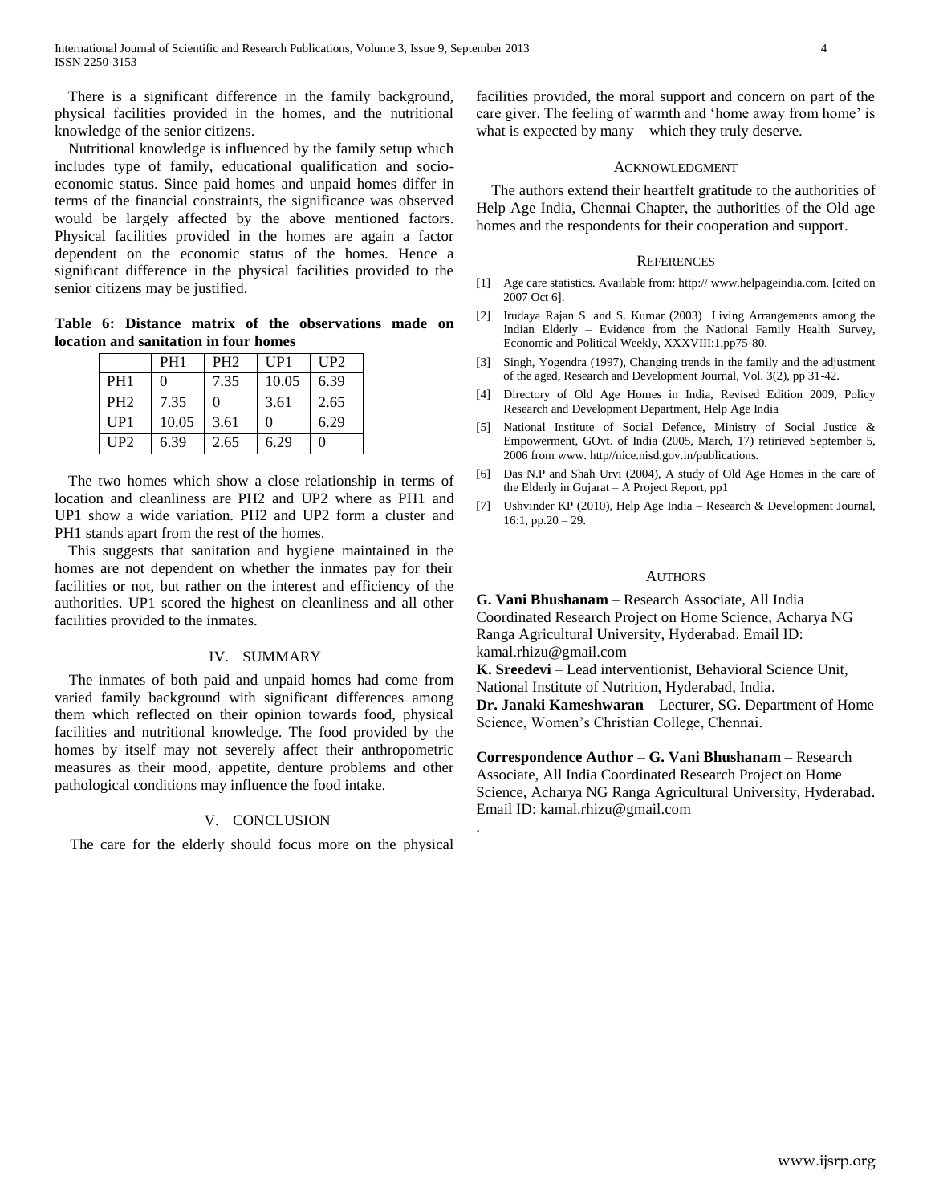There is a significant difference in the family background, physical facilities provided in the homes, and the nutritional knowledge of the senior citizens.

Nutritional knowledge is influenced by the family setup which includes type of family, educational qualification and socio-economic status. Since paid homes and unpaid homes differ in terms of the financial constraints, the significance was observed would be largely affected by the above mentioned factors. Physical facilities provided in the homes are again a factor dependent on the economic status of the homes. Hence a significant difference in the physical facilities provided to the senior citizens may be justified.

**Table 6: Distance matrix of the observations made on location and sanitation in four homes**

| | PH1 | PH2 | UP1 | UP2 |
|---|---|---|---|---|
| PH1 | 0 | 7.35 | 10.05 | 6.39 |
| PH2 | 7.35 | 0 | 3.61 | 2.65 |
| UP1 | 10.05 | 3.61 | 0 | 6.29 |
| UP2 | 6.39 | 2.65 | 6.29 | 0 |

The two homes which show a close relationship in terms of location and cleanliness are PH2 and UP2 where as PH1 and UP1 show a wide variation. PH2 and UP2 form a cluster and PH1 stands apart from the rest of the homes.

This suggests that sanitation and hygiene maintained in the homes are not dependent on whether the inmates pay for their facilities or not, but rather on the interest and efficiency of the authorities. UP1 scored the highest on cleanliness and all other facilities provided to the inmates.

## IV. Summary

The inmates of both paid and unpaid homes had come from varied family background with significant differences among them which reflected on their opinion towards food, physical facilities and nutritional knowledge. The food provided by the homes by itself may not severely affect their anthropometric measures as their mood, appetite, denture problems and other pathological conditions may influence the food intake.

## V. Conclusion

The care for the elderly should focus more on the physical facilities provided, the moral support and concern on part of the care giver. The feeling of warmth and 'home away from home' is what is expected by many – which they truly deserve.

## Acknowledgment

The authors extend their heartfelt gratitude to the authorities of Help Age India, Chennai Chapter, the authorities of the Old age homes and the respondents for their cooperation and support.

## References

[1] Age care statistics. Available from: http:// www.helpageindia.com. [cited on 2007 Oct 6].

[2] Irudaya Rajan S. and S. Kumar (2003) Living Arrangements among the Indian Elderly – Evidence from the National Family Health Survey, Economic and Political Weekly, XXXVIII:1,pp75-80.

[3] Singh, Yogendra (1997), Changing trends in the family and the adjustment of the aged, Research and Development Journal, Vol. 3(2), pp 31-42.

[4] Directory of Old Age Homes in India, Revised Edition 2009, Policy Research and Development Department, Help Age India

[5] National Institute of Social Defence, Ministry of Social Justice & Empowerment, GOvt. of India (2005, March, 17) retirieved September 5, 2006 from www. http//nice.nisd.gov.in/publications.

[6] Das N.P and Shah Urvi (2004), A study of Old Age Homes in the care of the Elderly in Gujarat – A Project Report, pp1

[7] Ushvinder KP (2010), Help Age India – Research & Development Journal, 16:1, pp.20 – 29.

## Authors

**G. Vani Bhushanam** – Research Associate, All India Coordinated Research Project on Home Science, Acharya NG Ranga Agricultural University, Hyderabad. Email ID: kamal.rhizu@gmail.com

**K. Sreedevi** – Lead interventionist, Behavioral Science Unit, National Institute of Nutrition, Hyderabad, India.

**Dr. Janaki Kameshwaran** – Lecturer, SG. Department of Home Science, Women's Christian College, Chennai.

**Correspondence Author** – **G. Vani Bhushanam** – Research Associate, All India Coordinated Research Project on Home Science, Acharya NG Ranga Agricultural University, Hyderabad. Email ID: kamal.rhizu@gmail.com